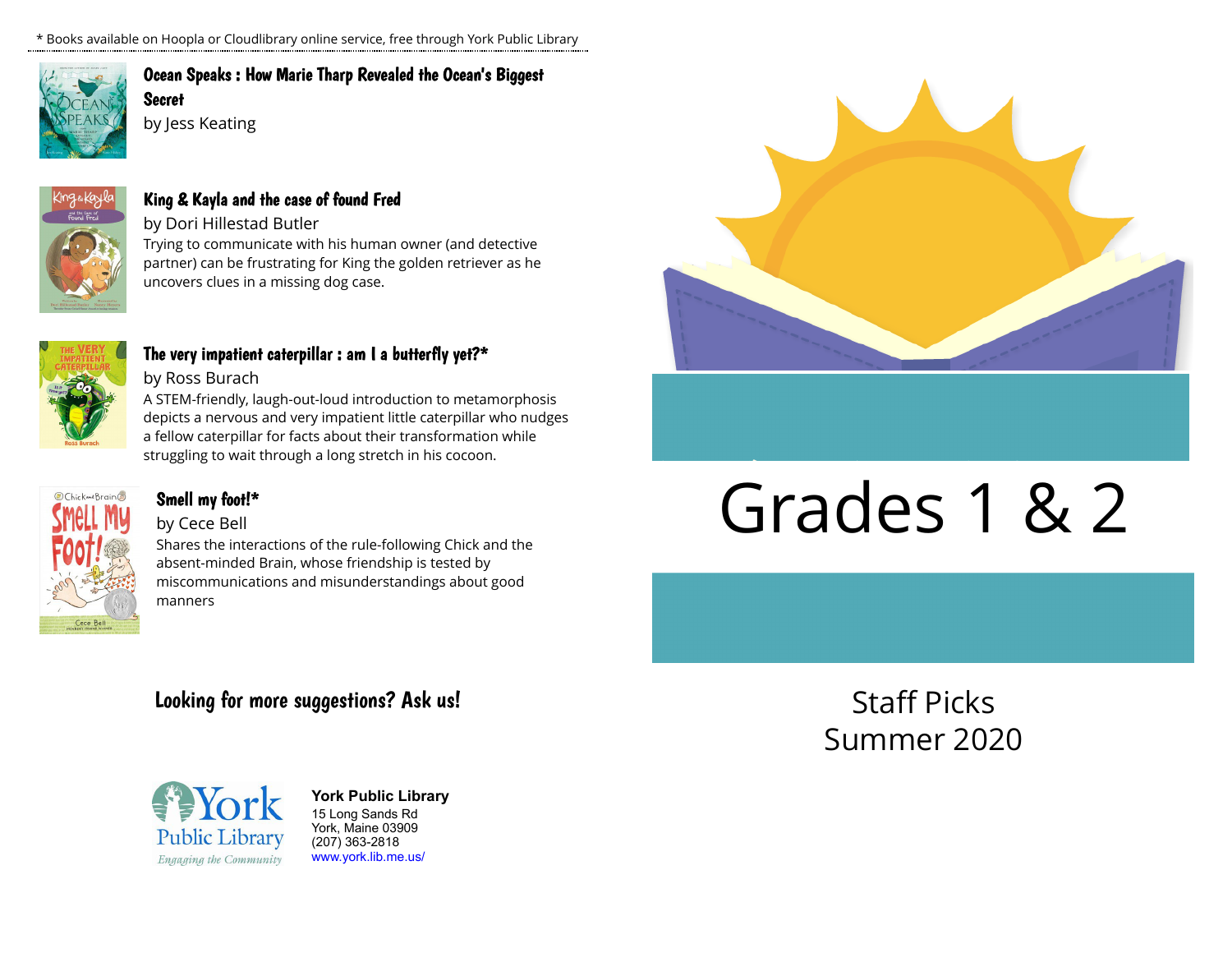\* Books available on Hoopla or Cloudlibrary online service, free through York Public Library

**Ocean Speaks : How Marie Tharp Revealed the Ocean's Biggest Secret**
by Jess Keating

**King & Kayla and the case of found Fred**
by Dori Hillestad Butler
Trying to communicate with his human owner (and detective partner) can be frustrating for King the golden retriever as he uncovers clues in a missing dog case.

**The very impatient caterpillar : am I a butterfly yet?\***
by Ross Burach
A STEM-friendly, laugh-out-loud introduction to metamorphosis depicts a nervous and very impatient little caterpillar who nudges a fellow caterpillar for facts about their transformation while struggling to wait through a long stretch in his cocoon.

**Smell my foot!\***
by Cece Bell
Shares the interactions of the rule-following Chick and the absent-minded Brain, whose friendship is tested by miscommunications and misunderstandings about good manners

**Looking for more suggestions? Ask us!**

York Public Library
Engaging the Community

**York Public Library**
15 Long Sands Rd
York, Maine 03909
(207) 363-2818
www.york.lib.me.us/

# Grades 1 & 2

Staff Picks
Summer 2020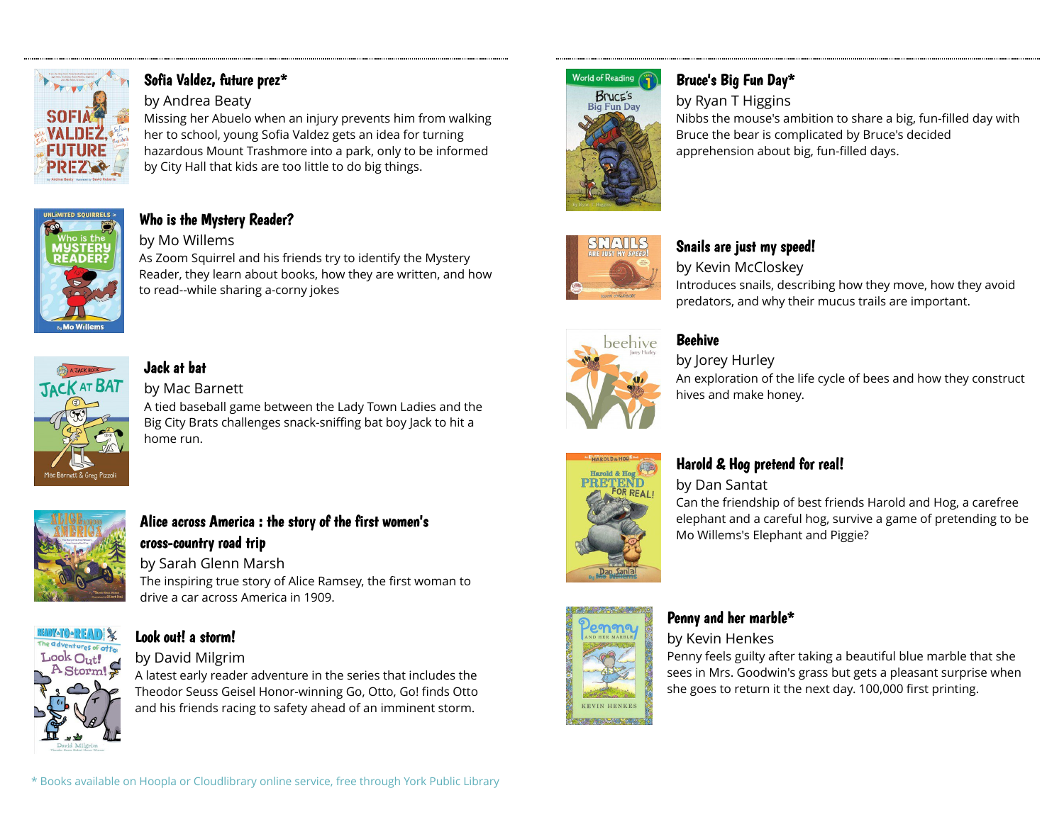### Sofia Valdez, future prez*

by Andrea Beaty

Missing her Abuelo when an injury prevents him from walking her to school, young Sofia Valdez gets an idea for turning hazardous Mount Trashmore into a park, only to be informed by City Hall that kids are too little to do big things.

### Who is the Mystery Reader?

by Mo Willems

As Zoom Squirrel and his friends try to identify the Mystery Reader, they learn about books, how they are written, and how to read--while sharing a-corny jokes

### Jack at bat

by Mac Barnett

A tied baseball game between the Lady Town Ladies and the Big City Brats challenges snack-sniffing bat boy Jack to hit a home run.

### Alice across America : the story of the first women's cross-country road trip

by Sarah Glenn Marsh

The inspiring true story of Alice Ramsey, the first woman to drive a car across America in 1909.

### Look out! a storm!

by David Milgrim

A latest early reader adventure in the series that includes the Theodor Seuss Geisel Honor-winning Go, Otto, Go! finds Otto and his friends racing to safety ahead of an imminent storm.

### Bruce's Big Fun Day*

by Ryan T Higgins

Nibbs the mouse's ambition to share a big, fun-filled day with Bruce the bear is complicated by Bruce's decided apprehension about big, fun-filled days.

### Snails are just my speed!

by Kevin McCloskey

Introduces snails, describing how they move, how they avoid predators, and why their mucus trails are important.

### Beehive

by Jorey Hurley

An exploration of the life cycle of bees and how they construct hives and make honey.

### Harold & Hog pretend for real!

by Dan Santat

Can the friendship of best friends Harold and Hog, a carefree elephant and a careful hog, survive a game of pretending to be Mo Willems's Elephant and Piggie?

### Penny and her marble*

by Kevin Henkes

Penny feels guilty after taking a beautiful blue marble that she sees in Mrs. Goodwin's grass but gets a pleasant surprise when she goes to return it the next day. 100,000 first printing.

* Books available on Hoopla or Cloudlibrary online service, free through York Public Library